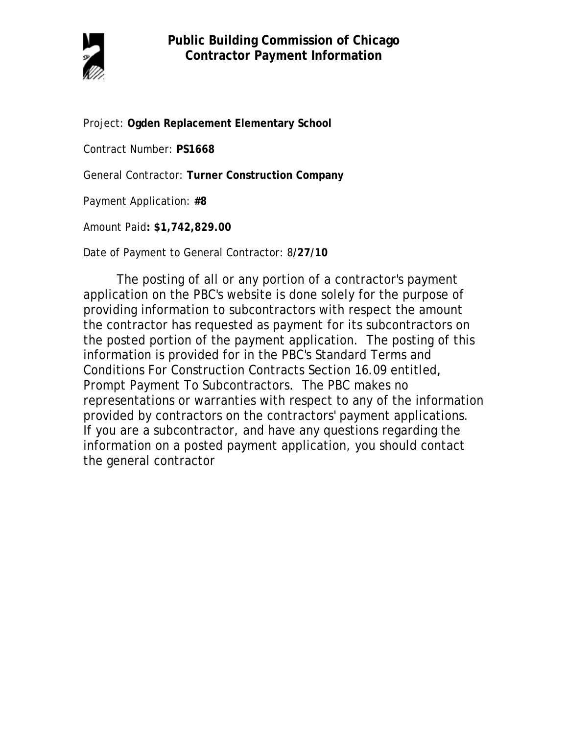# Public Building Commission of Chicago
## Contractor Payment Information

Project: **Ogden Replacement Elementary School**

Contract Number: **PS1668**

General Contractor: **Turner Construction Company**

Payment Application: **#8**

Amount Paid**: $1,742,829.00**

Date of Payment to General Contractor: 8/**27/10**

The posting of all or any portion of a contractor's payment application on the PBC's website is done solely for the purpose of providing information to subcontractors with respect the amount the contractor has requested as payment for its subcontractors on the posted portion of the payment application. The posting of this information is provided for in the PBC's Standard Terms and Conditions For Construction Contracts Section 16.09 entitled, Prompt Payment To Subcontractors. The PBC makes no representations or warranties with respect to any of the information provided by contractors on the contractors' payment applications. If you are a subcontractor, and have any questions regarding the information on a posted payment application, you should contact the general contractor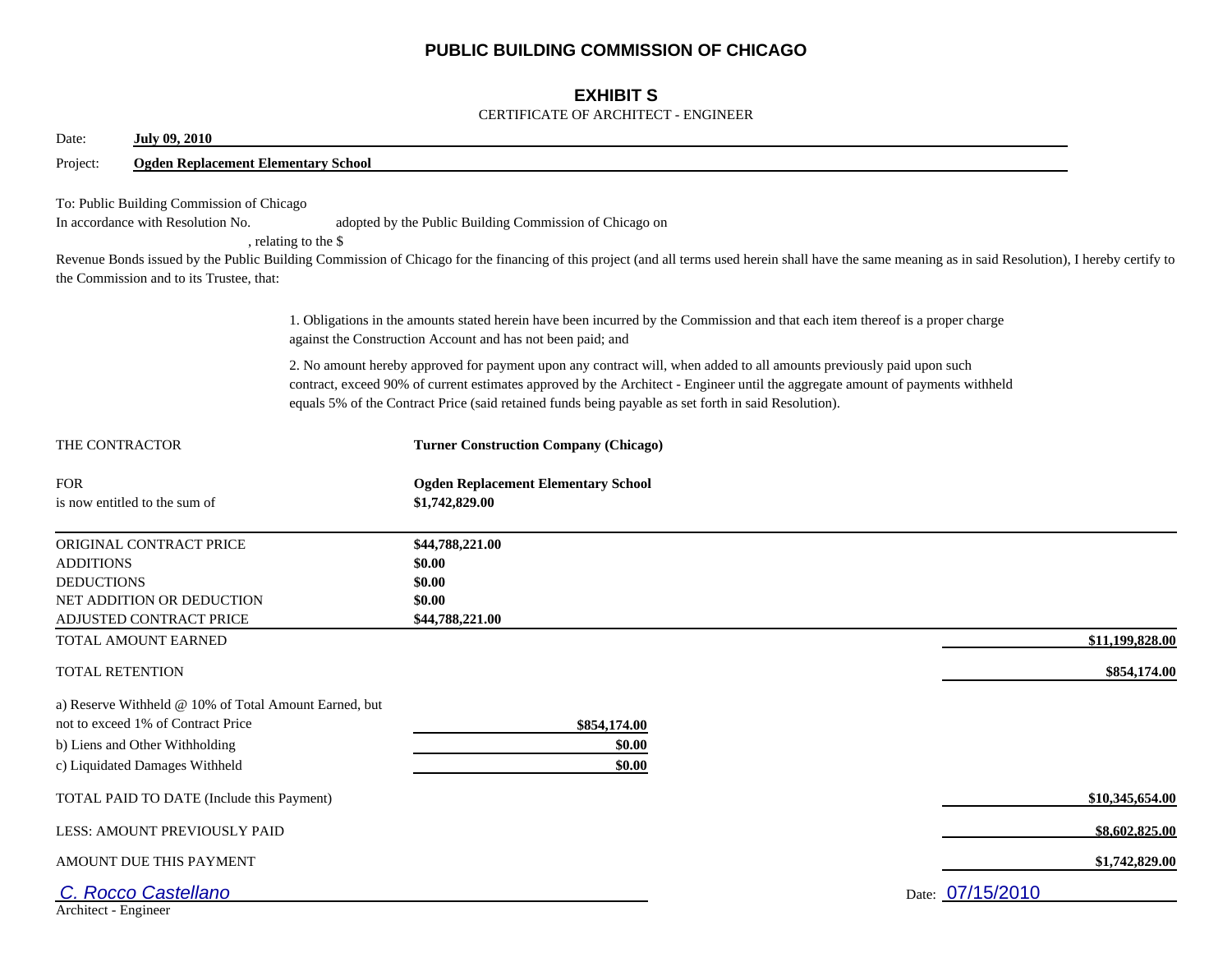# PUBLIC BUILDING COMMISSION OF CHICAGO

## EXHIBIT S

CERTIFICATE OF ARCHITECT - ENGINEER

Date: **July 09, 2010**

Project: **Ogden Replacement Elementary School**

To: Public Building Commission of Chicago

In accordance with Resolution No. adopted by the Public Building Commission of Chicago on , relating to the $ Revenue Bonds issued by the Public Building Commission of Chicago for the financing of this project (and all terms used herein shall have the same meaning as in said Resolution), I hereby certify to the Commission and to its Trustee, that:

1. Obligations in the amounts stated herein have been incurred by the Commission and that each item thereof is a proper charge against the Construction Account and has not been paid; and

2. No amount hereby approved for payment upon any contract will, when added to all amounts previously paid upon such contract, exceed 90% of current estimates approved by the Architect - Engineer until the aggregate amount of payments withheld equals 5% of the Contract Price (said retained funds being payable as set forth in said Resolution).

THE CONTRACTOR **Turner Construction Company (Chicago)**

FOR **Ogden Replacement Elementary School**

is now entitled to the sum of **$1,742,829.00**

| | | | |
|---|---|---|---|
| ORIGINAL CONTRACT PRICE | **$44,788,221.00** | | |
| ADDITIONS | **$0.00** | | |
| DEDUCTIONS | **$0.00** | | |
| NET ADDITION OR DEDUCTION | **$0.00** | | |
| ADJUSTED CONTRACT PRICE | **$44,788,221.00** | | |
| TOTAL AMOUNT EARNED | | | **$11,199,828.00** |
| TOTAL RETENTION | | | **$854,174.00** |
| a) Reserve Withheld @ 10% of Total Amount Earned, but not to exceed 1% of Contract Price | | **$854,174.00** | |
| b) Liens and Other Withholding | | **$0.00** | |
| c) Liquidated Damages Withheld | | **$0.00** | |
| TOTAL PAID TO DATE (Include this Payment) | | | **$10,345,654.00** |
| LESS: AMOUNT PREVIOUSLY PAID | | | **$8,602,825.00** |
| AMOUNT DUE THIS PAYMENT | | | **$1,742,829.00** |

*C. Rocco Castellano*

Architect - Engineer

Date: 07/15/2010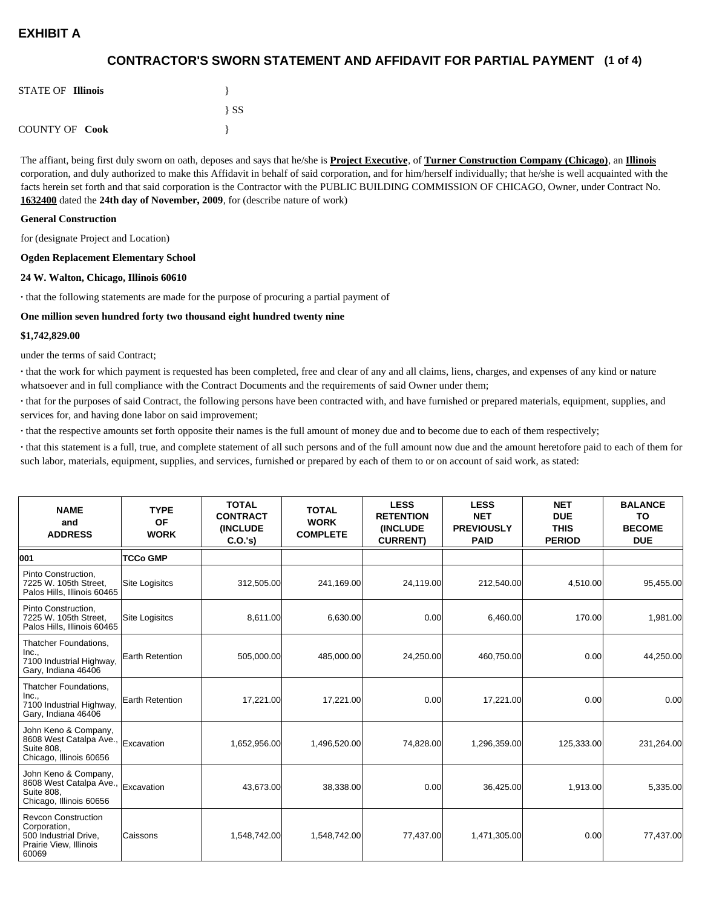# EXHIBIT A

## CONTRACTOR'S SWORN STATEMENT AND AFFIDAVIT FOR PARTIAL PAYMENT (1 of 4)

STATE OF **Illinois** }

} SS

COUNTY OF **Cook** }

The affiant, being first duly sworn on oath, deposes and says that he/she is **Project Executive**, of **Turner Construction Company (Chicago)**, an **Illinois** corporation, and duly authorized to make this Affidavit in behalf of said corporation, and for him/herself individually; that he/she is well acquainted with the facts herein set forth and that said corporation is the Contractor with the PUBLIC BUILDING COMMISSION OF CHICAGO, Owner, under Contract No. **1632400** dated the **24th day of November, 2009**, for (describe nature of work)

**General Construction**

for (designate Project and Location)

**Ogden Replacement Elementary School**

**24 W. Walton, Chicago, Illinois 60610**

· that the following statements are made for the purpose of procuring a partial payment of

**One million seven hundred forty two thousand eight hundred twenty nine**

**$1,742,829.00**

under the terms of said Contract;

· that the work for which payment is requested has been completed, free and clear of any and all claims, liens, charges, and expenses of any kind or nature whatsoever and in full compliance with the Contract Documents and the requirements of said Owner under them;

· that for the purposes of said Contract, the following persons have been contracted with, and have furnished or prepared materials, equipment, supplies, and services for, and having done labor on said improvement;

· that the respective amounts set forth opposite their names is the full amount of money due and to become due to each of them respectively;

· that this statement is a full, true, and complete statement of all such persons and of the full amount now due and the amount heretofore paid to each of them for such labor, materials, equipment, supplies, and services, furnished or prepared by each of them to or on account of said work, as stated:

| NAME and ADDRESS | TYPE OF WORK | TOTAL CONTRACT (INCLUDE C.O.'s) | TOTAL WORK COMPLETE | LESS RETENTION (INCLUDE CURRENT) | LESS NET PREVIOUSLY PAID | NET DUE THIS PERIOD | BALANCE TO BECOME DUE |
|---|---|---|---|---|---|---|---|
| **001** | **TCCo GMP** | | | | | | |
| Pinto Construction, 7225 W. 105th Street, Palos Hills, Illinois 60465 | Site Logisitcs | 312,505.00 | 241,169.00 | 24,119.00 | 212,540.00 | 4,510.00 | 95,455.00 |
| Pinto Construction, 7225 W. 105th Street, Palos Hills, Illinois 60465 | Site Logisitcs | 8,611.00 | 6,630.00 | 0.00 | 6,460.00 | 170.00 | 1,981.00 |
| Thatcher Foundations, Inc., 7100 Industrial Highway, Gary, Indiana 46406 | Earth Retention | 505,000.00 | 485,000.00 | 24,250.00 | 460,750.00 | 0.00 | 44,250.00 |
| Thatcher Foundations, Inc., 7100 Industrial Highway, Gary, Indiana 46406 | Earth Retention | 17,221.00 | 17,221.00 | 0.00 | 17,221.00 | 0.00 | 0.00 |
| John Keno & Company, 8608 West Catalpa Ave., Suite 808, Chicago, Illinois 60656 | Excavation | 1,652,956.00 | 1,496,520.00 | 74,828.00 | 1,296,359.00 | 125,333.00 | 231,264.00 |
| John Keno & Company, 8608 West Catalpa Ave., Suite 808, Chicago, Illinois 60656 | Excavation | 43,673.00 | 38,338.00 | 0.00 | 36,425.00 | 1,913.00 | 5,335.00 |
| Revcon Construction Corporation, 500 Industrial Drive, Prairie View, Illinois 60069 | Caissons | 1,548,742.00 | 1,548,742.00 | 77,437.00 | 1,471,305.00 | 0.00 | 77,437.00 |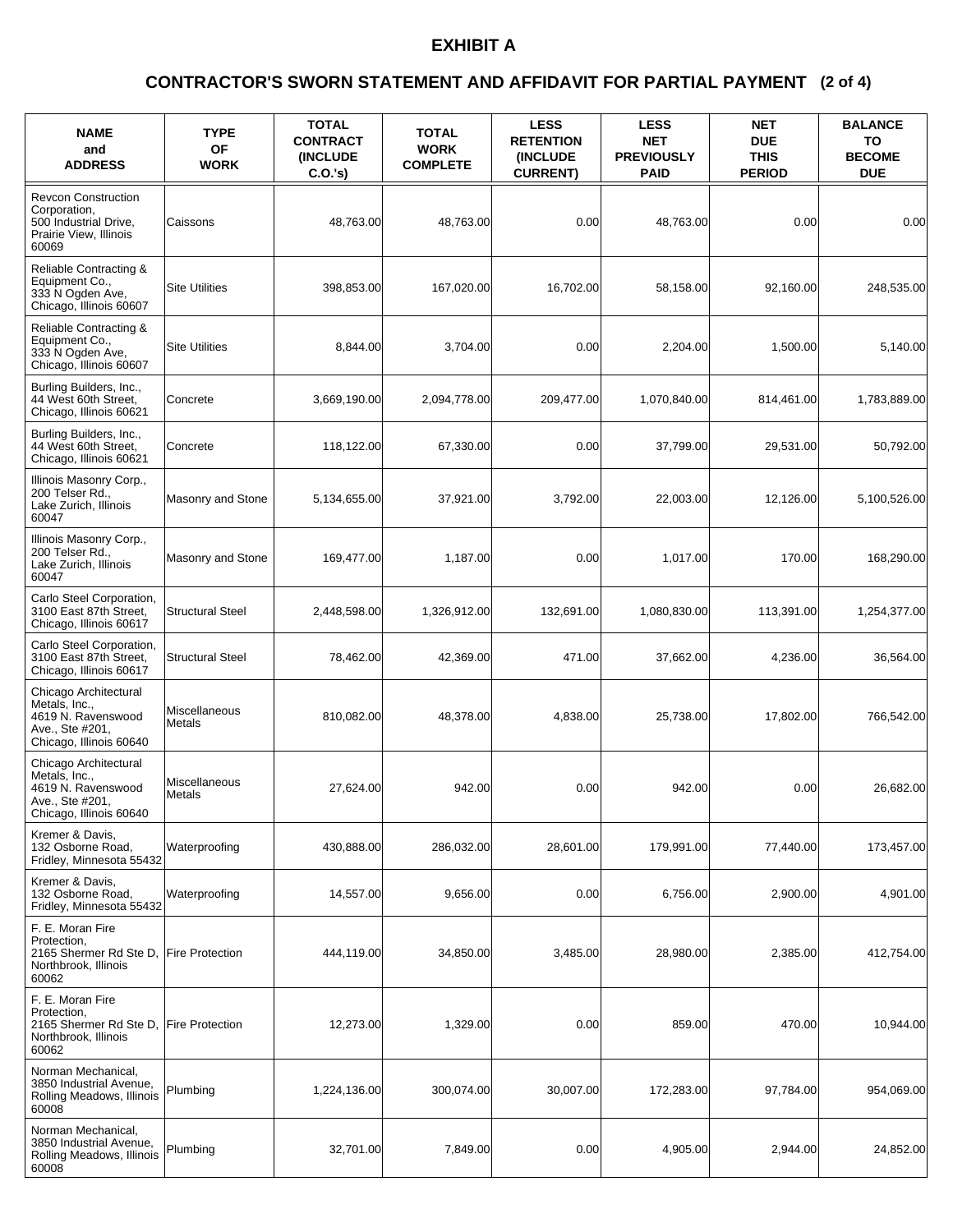# EXHIBIT A

## CONTRACTOR'S SWORN STATEMENT AND AFFIDAVIT FOR PARTIAL PAYMENT (2 of 4)

| NAME and ADDRESS | TYPE OF WORK | TOTAL CONTRACT (INCLUDE C.O.'s) | TOTAL WORK COMPLETE | LESS RETENTION (INCLUDE CURRENT) | LESS NET PREVIOUSLY PAID | NET DUE THIS PERIOD | BALANCE TO BECOME DUE |
|---|---|---|---|---|---|---|---|
| Revcon Construction Corporation, 500 Industrial Drive, Prairie View, Illinois 60069 | Caissons | 48,763.00 | 48,763.00 | 0.00 | 48,763.00 | 0.00 | 0.00 |
| Reliable Contracting & Equipment Co., 333 N Ogden Ave, Chicago, Illinois 60607 | Site Utilities | 398,853.00 | 167,020.00 | 16,702.00 | 58,158.00 | 92,160.00 | 248,535.00 |
| Reliable Contracting & Equipment Co., 333 N Ogden Ave, Chicago, Illinois 60607 | Site Utilities | 8,844.00 | 3,704.00 | 0.00 | 2,204.00 | 1,500.00 | 5,140.00 |
| Burling Builders, Inc., 44 West 60th Street, Chicago, Illinois 60621 | Concrete | 3,669,190.00 | 2,094,778.00 | 209,477.00 | 1,070,840.00 | 814,461.00 | 1,783,889.00 |
| Burling Builders, Inc., 44 West 60th Street, Chicago, Illinois 60621 | Concrete | 118,122.00 | 67,330.00 | 0.00 | 37,799.00 | 29,531.00 | 50,792.00 |
| Illinois Masonry Corp., 200 Telser Rd., Lake Zurich, Illinois 60047 | Masonry and Stone | 5,134,655.00 | 37,921.00 | 3,792.00 | 22,003.00 | 12,126.00 | 5,100,526.00 |
| Illinois Masonry Corp., 200 Telser Rd., Lake Zurich, Illinois 60047 | Masonry and Stone | 169,477.00 | 1,187.00 | 0.00 | 1,017.00 | 170.00 | 168,290.00 |
| Carlo Steel Corporation, 3100 East 87th Street, Chicago, Illinois 60617 | Structural Steel | 2,448,598.00 | 1,326,912.00 | 132,691.00 | 1,080,830.00 | 113,391.00 | 1,254,377.00 |
| Carlo Steel Corporation, 3100 East 87th Street, Chicago, Illinois 60617 | Structural Steel | 78,462.00 | 42,369.00 | 471.00 | 37,662.00 | 4,236.00 | 36,564.00 |
| Chicago Architectural Metals, Inc., 4619 N. Ravenswood Ave., Ste #201, Chicago, Illinois 60640 | Miscellaneous Metals | 810,082.00 | 48,378.00 | 4,838.00 | 25,738.00 | 17,802.00 | 766,542.00 |
| Chicago Architectural Metals, Inc., 4619 N. Ravenswood Ave., Ste #201, Chicago, Illinois 60640 | Miscellaneous Metals | 27,624.00 | 942.00 | 0.00 | 942.00 | 0.00 | 26,682.00 |
| Kremer & Davis, 132 Osborne Road, Fridley, Minnesota 55432 | Waterproofing | 430,888.00 | 286,032.00 | 28,601.00 | 179,991.00 | 77,440.00 | 173,457.00 |
| Kremer & Davis, 132 Osborne Road, Fridley, Minnesota 55432 | Waterproofing | 14,557.00 | 9,656.00 | 0.00 | 6,756.00 | 2,900.00 | 4,901.00 |
| F. E. Moran Fire Protection, 2165 Shermer Rd Ste D, Northbrook, Illinois 60062 | Fire Protection | 444,119.00 | 34,850.00 | 3,485.00 | 28,980.00 | 2,385.00 | 412,754.00 |
| F. E. Moran Fire Protection, 2165 Shermer Rd Ste D, Northbrook, Illinois 60062 | Fire Protection | 12,273.00 | 1,329.00 | 0.00 | 859.00 | 470.00 | 10,944.00 |
| Norman Mechanical, 3850 Industrial Avenue, Rolling Meadows, Illinois 60008 | Plumbing | 1,224,136.00 | 300,074.00 | 30,007.00 | 172,283.00 | 97,784.00 | 954,069.00 |
| Norman Mechanical, 3850 Industrial Avenue, Rolling Meadows, Illinois 60008 | Plumbing | 32,701.00 | 7,849.00 | 0.00 | 4,905.00 | 2,944.00 | 24,852.00 |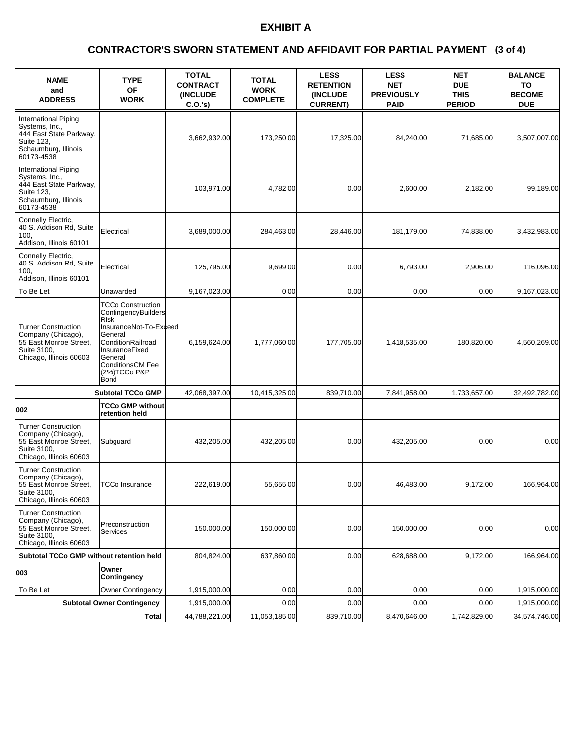# EXHIBIT A

## CONTRACTOR'S SWORN STATEMENT AND AFFIDAVIT FOR PARTIAL PAYMENT (3 of 4)

| NAME and ADDRESS | TYPE OF WORK | TOTAL CONTRACT (INCLUDE C.O.'s) | TOTAL WORK COMPLETE | LESS RETENTION (INCLUDE CURRENT) | LESS NET PREVIOUSLY PAID | NET DUE THIS PERIOD | BALANCE TO BECOME DUE |
|---|---|---|---|---|---|---|---|
| International Piping Systems, Inc., 444 East State Parkway, Suite 123, Schaumburg, Illinois 60173-4538 | | 3,662,932.00 | 173,250.00 | 17,325.00 | 84,240.00 | 71,685.00 | 3,507,007.00 |
| International Piping Systems, Inc., 444 East State Parkway, Suite 123, Schaumburg, Illinois 60173-4538 | | 103,971.00 | 4,782.00 | 0.00 | 2,600.00 | 2,182.00 | 99,189.00 |
| Connelly Electric, 40 S. Addison Rd, Suite 100, Addison, Illinois 60101 | Electrical | 3,689,000.00 | 284,463.00 | 28,446.00 | 181,179.00 | 74,838.00 | 3,432,983.00 |
| Connelly Electric, 40 S. Addison Rd, Suite 100, Addison, Illinois 60101 | Electrical | 125,795.00 | 9,699.00 | 0.00 | 6,793.00 | 2,906.00 | 116,096.00 |
| To Be Let | Unawarded | 9,167,023.00 | 0.00 | 0.00 | 0.00 | 0.00 | 9,167,023.00 |
| Turner Construction Company (Chicago), 55 East Monroe Street, Suite 3100, Chicago, Illinois 60603 | TCCo Construction ContingencyBuilders Risk InsuranceNot-To-Exceed General ConditionRailroad InsuranceFixed General ConditionsCM Fee (2%)TCCo P&P Bond | 6,159,624.00 | 1,777,060.00 | 177,705.00 | 1,418,535.00 | 180,820.00 | 4,560,269.00 |
| | **Subtotal TCCo GMP** | 42,068,397.00 | 10,415,325.00 | 839,710.00 | 7,841,958.00 | 1,733,657.00 | 32,492,782.00 |
| **002** | **TCCo GMP without retention held** | | | | | | |
| Turner Construction Company (Chicago), 55 East Monroe Street, Suite 3100, Chicago, Illinois 60603 | Subguard | 432,205.00 | 432,205.00 | 0.00 | 432,205.00 | 0.00 | 0.00 |
| Turner Construction Company (Chicago), 55 East Monroe Street, Suite 3100, Chicago, Illinois 60603 | TCCo Insurance | 222,619.00 | 55,655.00 | 0.00 | 46,483.00 | 9,172.00 | 166,964.00 |
| Turner Construction Company (Chicago), 55 East Monroe Street, Suite 3100, Chicago, Illinois 60603 | Preconstruction Services | 150,000.00 | 150,000.00 | 0.00 | 150,000.00 | 0.00 | 0.00 |
| **Subtotal TCCo GMP without retention held** | | 804,824.00 | 637,860.00 | 0.00 | 628,688.00 | 9,172.00 | 166,964.00 |
| **003** | **Owner Contingency** | | | | | | |
| To Be Let | Owner Contingency | 1,915,000.00 | 0.00 | 0.00 | 0.00 | 0.00 | 1,915,000.00 |
| | **Subtotal Owner Contingency** | 1,915,000.00 | 0.00 | 0.00 | 0.00 | 0.00 | 1,915,000.00 |
| | **Total** | 44,788,221.00 | 11,053,185.00 | 839,710.00 | 8,470,646.00 | 1,742,829.00 | 34,574,746.00 |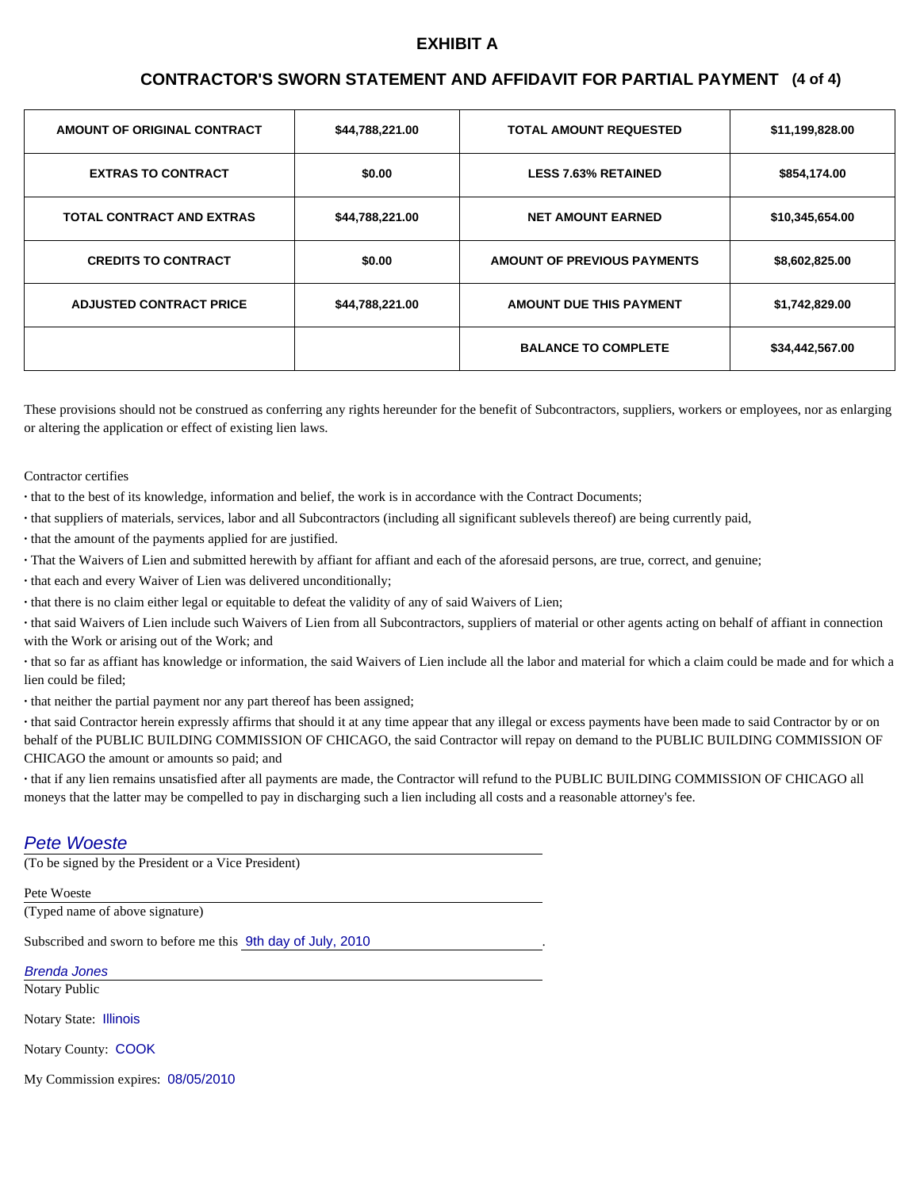# EXHIBIT A

## CONTRACTOR'S SWORN STATEMENT AND AFFIDAVIT FOR PARTIAL PAYMENT (4 of 4)

| | | | |
|---|---|---|---|
| **AMOUNT OF ORIGINAL CONTRACT** | **$44,788,221.00** | **TOTAL AMOUNT REQUESTED** | **$11,199,828.00** |
| **EXTRAS TO CONTRACT** | **$0.00** | **LESS 7.63% RETAINED** | **$854,174.00** |
| **TOTAL CONTRACT AND EXTRAS** | **$44,788,221.00** | **NET AMOUNT EARNED** | **$10,345,654.00** |
| **CREDITS TO CONTRACT** | **$0.00** | **AMOUNT OF PREVIOUS PAYMENTS** | **$8,602,825.00** |
| **ADJUSTED CONTRACT PRICE** | **$44,788,221.00** | **AMOUNT DUE THIS PAYMENT** | **$1,742,829.00** |
| | | **BALANCE TO COMPLETE** | **$34,442,567.00** |

These provisions should not be construed as conferring any rights hereunder for the benefit of Subcontractors, suppliers, workers or employees, nor as enlarging or altering the application or effect of existing lien laws.

Contractor certifies

- that to the best of its knowledge, information and belief, the work is in accordance with the Contract Documents;
- that suppliers of materials, services, labor and all Subcontractors (including all significant sublevels thereof) are being currently paid,
- that the amount of the payments applied for are justified.
- That the Waivers of Lien and submitted herewith by affiant for affiant and each of the aforesaid persons, are true, correct, and genuine;
- that each and every Waiver of Lien was delivered unconditionally;
- that there is no claim either legal or equitable to defeat the validity of any of said Waivers of Lien;
- that said Waivers of Lien include such Waivers of Lien from all Subcontractors, suppliers of material or other agents acting on behalf of affiant in connection with the Work or arising out of the Work; and
- that so far as affiant has knowledge or information, the said Waivers of Lien include all the labor and material for which a claim could be made and for which a lien could be filed;
- that neither the partial payment nor any part thereof has been assigned;
- that said Contractor herein expressly affirms that should it at any time appear that any illegal or excess payments have been made to said Contractor by or on behalf of the PUBLIC BUILDING COMMISSION OF CHICAGO, the said Contractor will repay on demand to the PUBLIC BUILDING COMMISSION OF CHICAGO the amount or amounts so paid; and
- that if any lien remains unsatisfied after all payments are made, the Contractor will refund to the PUBLIC BUILDING COMMISSION OF CHICAGO all moneys that the latter may be compelled to pay in discharging such a lien including all costs and a reasonable attorney's fee.

*Pete Woeste*
(To be signed by the President or a Vice President)

Pete Woeste
(Typed name of above signature)

Subscribed and sworn to before me this 9th day of July, 2010.

*Brenda Jones*
Notary Public

Notary State: Illinois

Notary County: COOK

My Commission expires: 08/05/2010